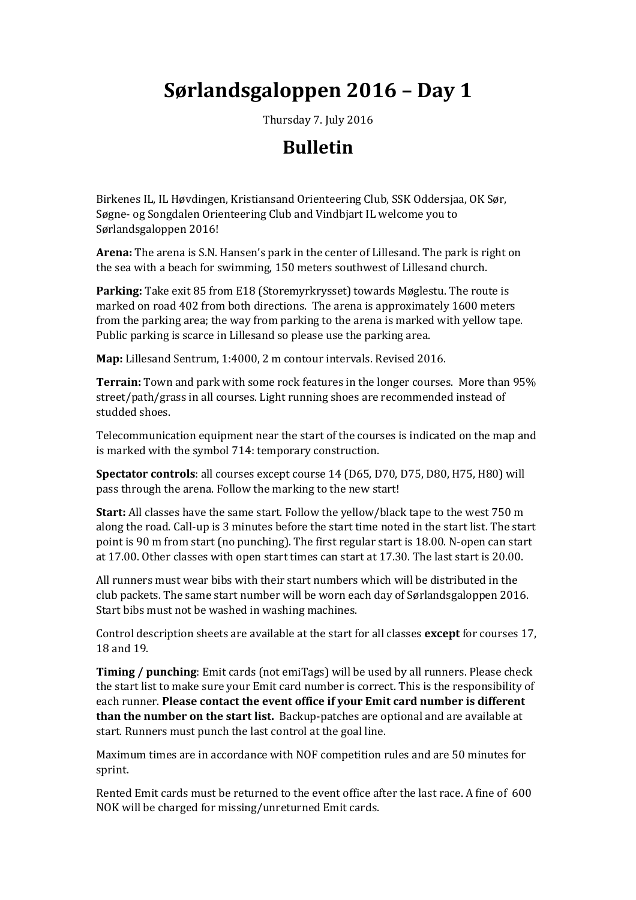# Sørlandsgaloppen 2016 – Day 1

Thursday 7. July 2016

## Bulletin

Birkenes IL, IL Høvdingen, Kristiansand Orienteering Club, SSK Oddersjaa, OK Sør, Søgne- og Songdalen Orienteering Club and Vindbjart IL welcome you to Sørlandsgaloppen 2016!

**Arena:** The arena is S.N. Hansen's park in the center of Lillesand. The park is right on the sea with a beach for swimming, 150 meters southwest of Lillesand church.

**Parking:** Take exit 85 from E18 (Storemyrkrysset) towards Møglestu. The route is marked on road 402 from both directions. The arena is approximately 1600 meters from the parking area; the way from parking to the arena is marked with yellow tape. Public parking is scarce in Lillesand so please use the parking area.

**Map:** Lillesand Sentrum, 1:4000, 2 m contour intervals. Revised 2016.

**Terrain:** Town and park with some rock features in the longer courses. More than 95% street/path/grass in all courses. Light running shoes are recommended instead of studded shoes.

Telecommunication equipment near the start of the courses is indicated on the map and is marked with the symbol 714: temporary construction.

**Spectator controls**: all courses except course 14 (D65, D70, D75, D80, H75, H80) will pass through the arena. Follow the marking to the new start!

**Start:** All classes have the same start. Follow the yellow/black tape to the west 750 m along the road. Call-up is 3 minutes before the start time noted in the start list. The start point is 90 m from start (no punching). The first regular start is 18.00. N-open can start at 17.00. Other classes with open start times can start at 17.30. The last start is 20.00.

All runners must wear bibs with their start numbers which will be distributed in the club packets. The same start number will be worn each day of Sørlandsgaloppen 2016. Start bibs must not be washed in washing machines.

Control description sheets are available at the start for all classes **except** for courses 17, 18 and 19.

**Timing / punching**: Emit cards (not emiTags) will be used by all runners. Please check the start list to make sure your Emit card number is correct. This is the responsibility of each runner. **Please contact the event office if your Emit card number is different than the number on the start list.** Backup-patches are optional and are available at start. Runners must punch the last control at the goal line.

Maximum times are in accordance with NOF competition rules and are 50 minutes for sprint.

Rented Emit cards must be returned to the event office after the last race. A fine of 600 NOK will be charged for missing/unreturned Emit cards.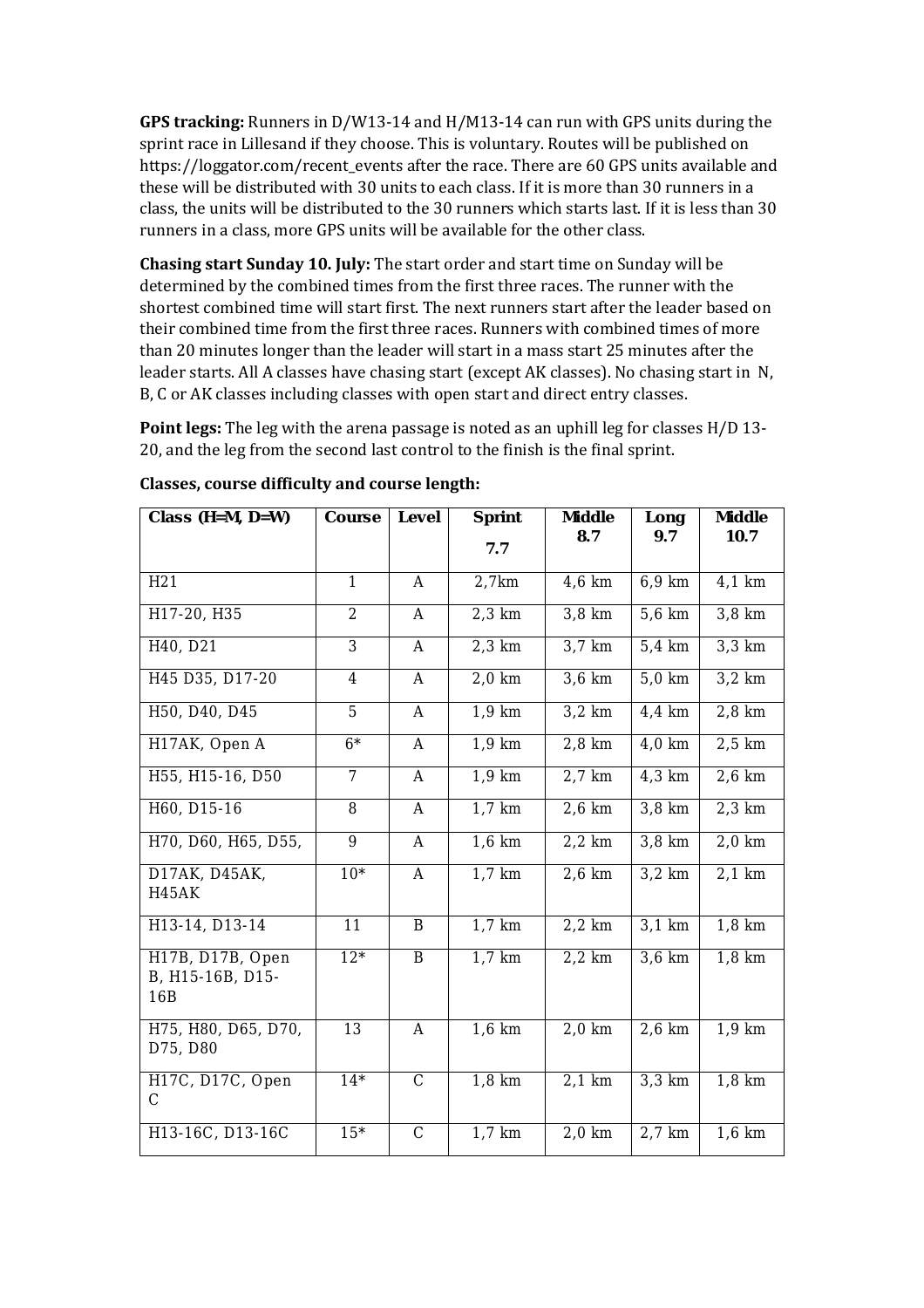**GPS tracking:** Runners in D/W13-14 and H/M13-14 can run with GPS units during the sprint race in Lillesand if they choose. This is voluntary. Routes will be published on https://loggator.com/recent_events after the race. There are 60 GPS units available and these will be distributed with 30 units to each class. If it is more than 30 runners in a class, the units will be distributed to the 30 runners which starts last. If it is less than 30 runners in a class, more GPS units will be available for the other class.

**Chasing start Sunday 10. July:** The start order and start time on Sunday will be determined by the combined times from the first three races. The runner with the shortest combined time will start first. The next runners start after the leader based on their combined time from the first three races. Runners with combined times of more than 20 minutes longer than the leader will start in a mass start 25 minutes after the leader starts. All A classes have chasing start (except AK classes). No chasing start in N, B, C or AK classes including classes with open start and direct entry classes.

**Point legs:** The leg with the arena passage is noted as an uphill leg for classes H/D 13-20, and the leg from the second last control to the finish is the final sprint.

**Classes, course difficulty and course length:**

| Class (H=M, D=W) | Course | Level | Sprint 7.7 | Middle 8.7 | Long 9.7 | Middle 10.7 |
|---|---|---|---|---|---|---|
| H21 | 1 | A | 2,7km | 4,6 km | 6,9 km | 4,1 km |
| H17-20, H35 | 2 | A | 2,3 km | 3,8 km | 5,6 km | 3,8 km |
| H40, D21 | 3 | A | 2,3 km | 3,7 km | 5,4 km | 3,3 km |
| H45 D35, D17-20 | 4 | A | 2,0 km | 3,6 km | 5,0 km | 3,2 km |
| H50, D40, D45 | 5 | A | 1,9 km | 3,2 km | 4,4 km | 2,8 km |
| H17AK, Open A | 6* | A | 1,9 km | 2,8 km | 4,0 km | 2,5 km |
| H55, H15-16, D50 | 7 | A | 1,9 km | 2,7 km | 4,3 km | 2,6 km |
| H60, D15-16 | 8 | A | 1,7 km | 2,6 km | 3,8 km | 2,3 km |
| H70, D60, H65, D55, | 9 | A | 1,6 km | 2,2 km | 3,8 km | 2,0 km |
| D17AK, D45AK, H45AK | 10* | A | 1,7 km | 2,6 km | 3,2 km | 2,1 km |
| H13-14, D13-14 | 11 | B | 1,7 km | 2,2 km | 3,1 km | 1,8 km |
| H17B, D17B, Open B, H15-16B, D15-16B | 12* | B | 1,7 km | 2,2 km | 3,6 km | 1,8 km |
| H75, H80, D65, D70, D75, D80 | 13 | A | 1,6 km | 2,0 km | 2,6 km | 1,9 km |
| H17C, D17C, Open C | 14* | C | 1,8 km | 2,1 km | 3,3 km | 1,8 km |
| H13-16C, D13-16C | 15* | C | 1,7 km | 2,0 km | 2,7 km | 1,6 km |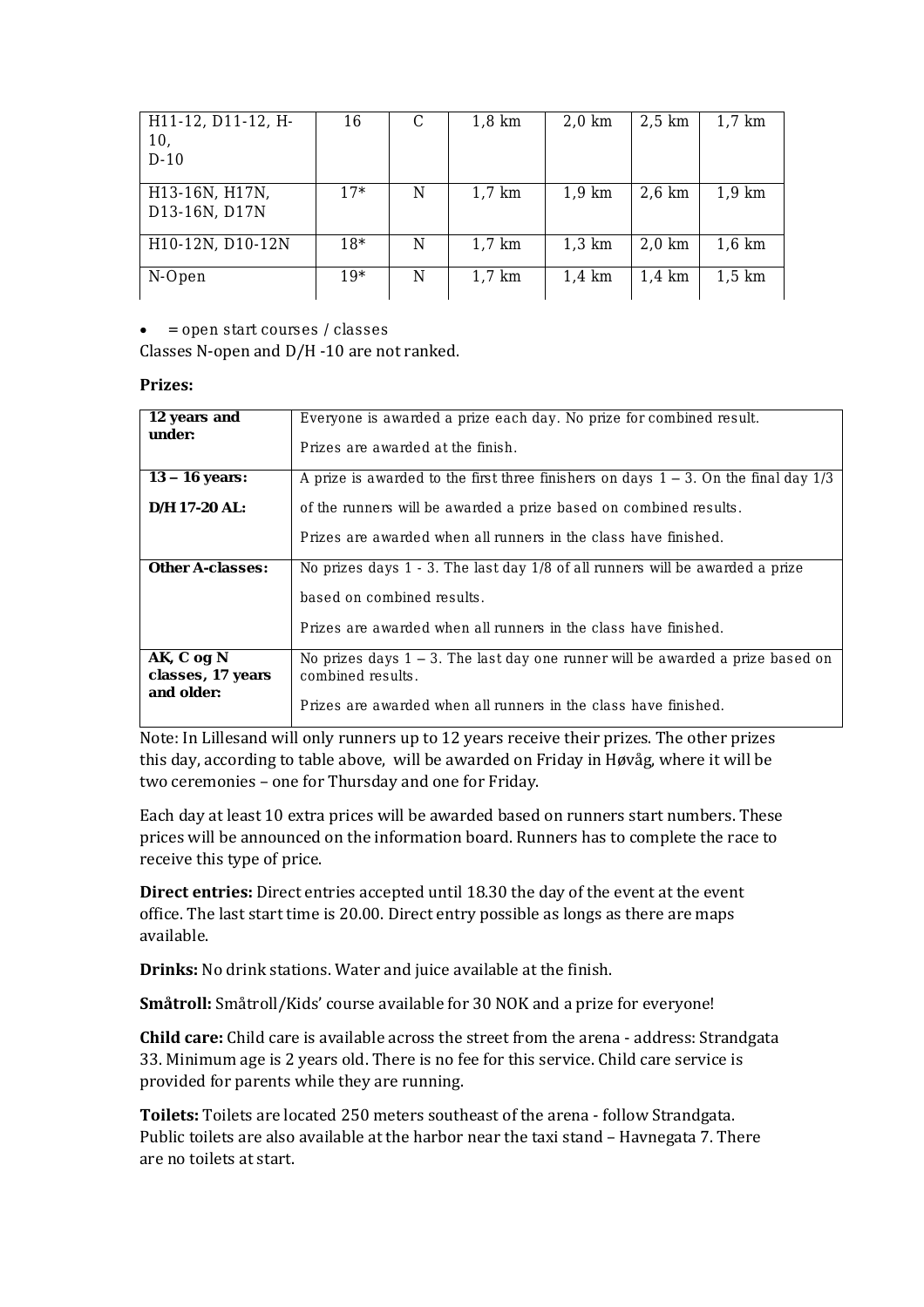| H11-12, D11-12, H-10, D-10 | 16 | C | 1,8 km | 2,0 km | 2,5 km | 1,7 km |
|---|---|---|---|---|---|---|
| H13-16N, H17N, D13-16N, D17N | 17* | N | 1,7 km | 1,9 km | 2,6 km | 1,9 km |
| H10-12N, D10-12N | 18* | N | 1,7 km | 1,3 km | 2,0 km | 1,6 km |
| N-Open | 19* | N | 1,7 km | 1,4 km | 1,4 km | 1,5 km |

- = open start courses / classes

Classes N-open and D/H -10 are not ranked.

**Prizes:**

| | |
|---|---|
| **12 years and under:** | Everyone is awarded a prize each day. No prize for combined result. Prizes are awarded at the finish. |
| **13 – 16 years:** **D/H 17-20 AL:** | A prize is awarded to the first three finishers on days 1 – 3. On the final day 1/3 of the runners will be awarded a prize based on combined results. Prizes are awarded when all runners in the class have finished. |
| **Other A-classes:** | No prizes days 1 - 3. The last day 1/8 of all runners will be awarded a prize based on combined results. Prizes are awarded when all runners in the class have finished. |
| **AK, C og N classes, 17 years and older:** | No prizes days 1 – 3. The last day one runner will be awarded a prize based on combined results. Prizes are awarded when all runners in the class have finished. |

Note: In Lillesand will only runners up to 12 years receive their prizes. The other prizes this day, according to table above, will be awarded on Friday in Høvåg, where it will be two ceremonies – one for Thursday and one for Friday.

Each day at least 10 extra prices will be awarded based on runners start numbers. These prices will be announced on the information board. Runners has to complete the race to receive this type of price.

**Direct entries:** Direct entries accepted until 18.30 the day of the event at the event office. The last start time is 20.00. Direct entry possible as longs as there are maps available.

**Drinks:** No drink stations. Water and juice available at the finish.

**Småtroll:** Småtroll/Kids' course available for 30 NOK and a prize for everyone!

**Child care:** Child care is available across the street from the arena - address: Strandgata 33. Minimum age is 2 years old. There is no fee for this service. Child care service is provided for parents while they are running.

**Toilets:** Toilets are located 250 meters southeast of the arena - follow Strandgata. Public toilets are also available at the harbor near the taxi stand – Havnegata 7. There are no toilets at start.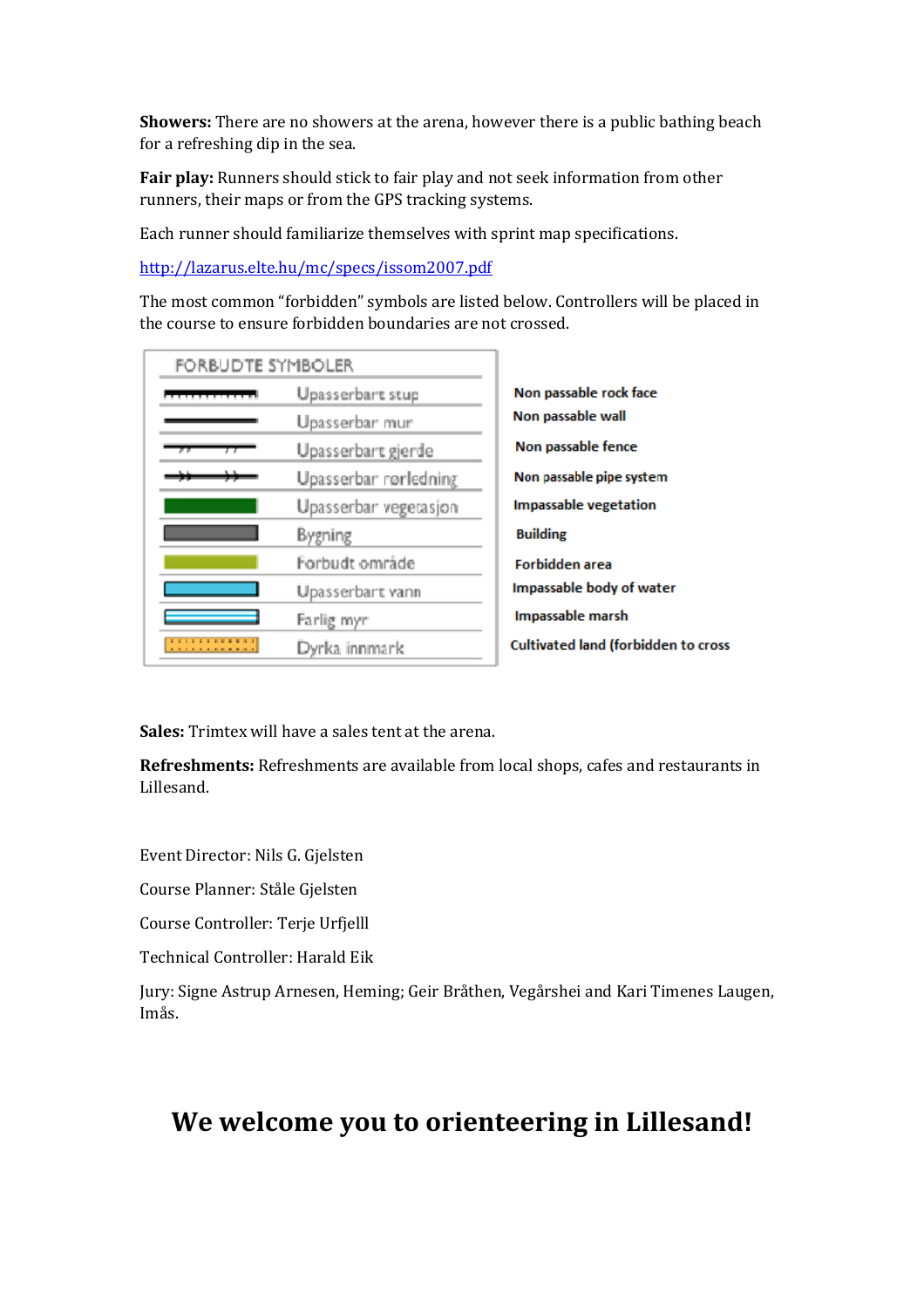**Showers:** There are no showers at the arena, however there is a public bathing beach for a refreshing dip in the sea.

**Fair play:** Runners should stick to fair play and not seek information from other runners, their maps or from the GPS tracking systems.

Each runner should familiarize themselves with sprint map specifications.

[http://lazarus.elte.hu/mc/specs/issom2007.pdf](http://lazarus.elte.hu/mc/specs/issom2007.pdf)

The most common "forbidden" symbols are listed below. Controllers will be placed in the course to ensure forbidden boundaries are not crossed.

| FORBUDTE SYMBOLER | | |
|---|---|---|
| | Upasserbart stup | Non passable rock face |
| | Upasserbar mur | Non passable wall |
| | Upasserbart gjerde | Non passable fence |
| | Upasserbar rørledning | Non passable pipe system |
| | Upasserbar vegetasjon | Impassable vegetation |
| | Bygning | Building |
| | Forbudt område | Forbidden area |
| | Upasserbart vann | Impassable body of water |
| | Farlig myr | Impassable marsh |
| | Dyrka innmark | Cultivated land (forbidden to cross |

**Sales:** Trimtex will have a sales tent at the arena.

**Refreshments:** Refreshments are available from local shops, cafes and restaurants in Lillesand.

Event Director: Nils G. Gjelsten

Course Planner: Ståle Gjelsten

Course Controller: Terje Urfjell

Technical Controller: Harald Eik

Jury: Signe Astrup Arnesen, Heming; Geir Bråthen, Vegårshei and Kari Timenes Laugen, Imås.

## We welcome you to orienteering in Lillesand!